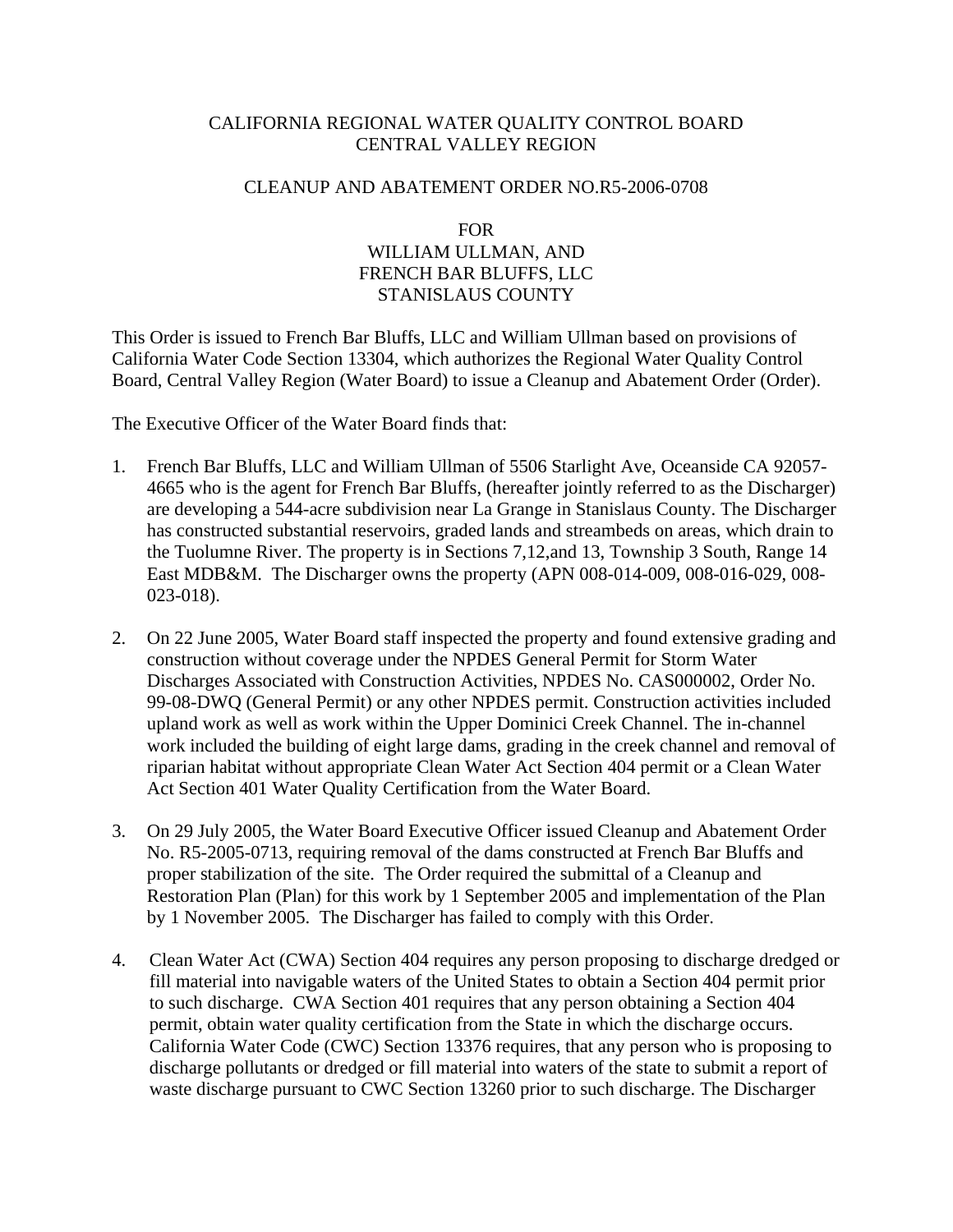# CALIFORNIA REGIONAL WATER QUALITY CONTROL BOARD
# CENTRAL VALLEY REGION

## CLEANUP AND ABATEMENT ORDER NO.R5-2006-0708

## FOR
## WILLIAM ULLMAN, AND
## FRENCH BAR BLUFFS, LLC
## STANISLAUS COUNTY

This Order is issued to French Bar Bluffs, LLC and William Ullman based on provisions of California Water Code Section 13304, which authorizes the Regional Water Quality Control Board, Central Valley Region (Water Board) to issue a Cleanup and Abatement Order (Order).

The Executive Officer of the Water Board finds that:

1. French Bar Bluffs, LLC and William Ullman of 5506 Starlight Ave, Oceanside CA 92057-4665 who is the agent for French Bar Bluffs, (hereafter jointly referred to as the Discharger) are developing a 544-acre subdivision near La Grange in Stanislaus County. The Discharger has constructed substantial reservoirs, graded lands and streambeds on areas, which drain to the Tuolumne River. The property is in Sections 7,12,and 13, Township 3 South, Range 14 East MDB&M. The Discharger owns the property (APN 008-014-009, 008-016-029, 008-023-018).

2. On 22 June 2005, Water Board staff inspected the property and found extensive grading and construction without coverage under the NPDES General Permit for Storm Water Discharges Associated with Construction Activities, NPDES No. CAS000002, Order No. 99-08-DWQ (General Permit) or any other NPDES permit. Construction activities included upland work as well as work within the Upper Dominici Creek Channel. The in-channel work included the building of eight large dams, grading in the creek channel and removal of riparian habitat without appropriate Clean Water Act Section 404 permit or a Clean Water Act Section 401 Water Quality Certification from the Water Board.

3. On 29 July 2005, the Water Board Executive Officer issued Cleanup and Abatement Order No. R5-2005-0713, requiring removal of the dams constructed at French Bar Bluffs and proper stabilization of the site. The Order required the submittal of a Cleanup and Restoration Plan (Plan) for this work by 1 September 2005 and implementation of the Plan by 1 November 2005. The Discharger has failed to comply with this Order.

4. Clean Water Act (CWA) Section 404 requires any person proposing to discharge dredged or fill material into navigable waters of the United States to obtain a Section 404 permit prior to such discharge. CWA Section 401 requires that any person obtaining a Section 404 permit, obtain water quality certification from the State in which the discharge occurs. California Water Code (CWC) Section 13376 requires, that any person who is proposing to discharge pollutants or dredged or fill material into waters of the state to submit a report of waste discharge pursuant to CWC Section 13260 prior to such discharge. The Discharger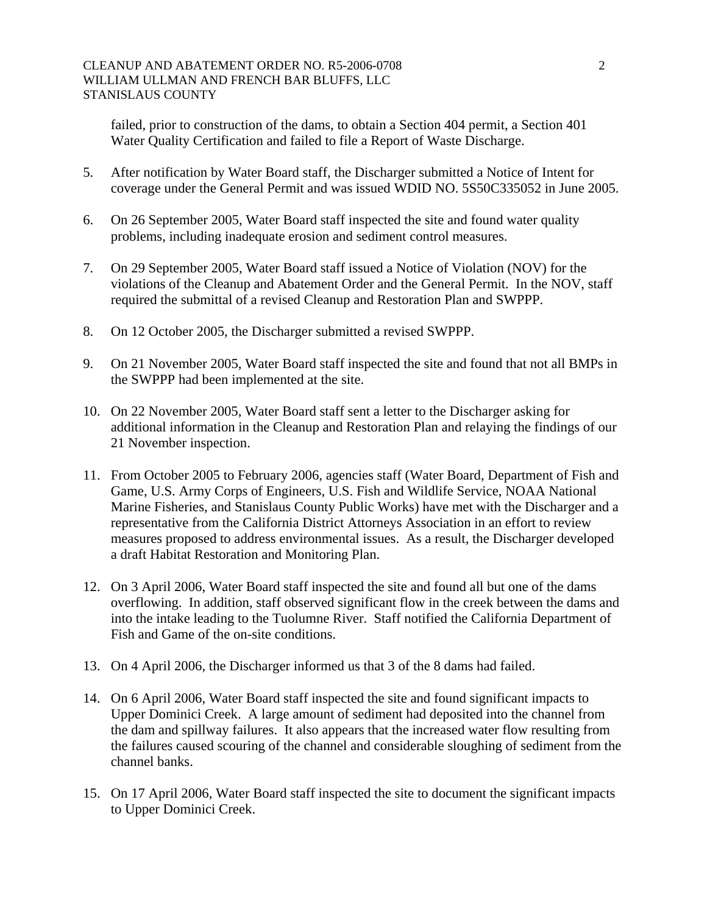failed, prior to construction of the dams, to obtain a Section 404 permit, a Section 401 Water Quality Certification and failed to file a Report of Waste Discharge.

5. After notification by Water Board staff, the Discharger submitted a Notice of Intent for coverage under the General Permit and was issued WDID NO. 5S50C335052 in June 2005.

6. On 26 September 2005, Water Board staff inspected the site and found water quality problems, including inadequate erosion and sediment control measures.

7. On 29 September 2005, Water Board staff issued a Notice of Violation (NOV) for the violations of the Cleanup and Abatement Order and the General Permit. In the NOV, staff required the submittal of a revised Cleanup and Restoration Plan and SWPPP.

8. On 12 October 2005, the Discharger submitted a revised SWPPP.

9. On 21 November 2005, Water Board staff inspected the site and found that not all BMPs in the SWPPP had been implemented at the site.

10. On 22 November 2005, Water Board staff sent a letter to the Discharger asking for additional information in the Cleanup and Restoration Plan and relaying the findings of our 21 November inspection.

11. From October 2005 to February 2006, agencies staff (Water Board, Department of Fish and Game, U.S. Army Corps of Engineers, U.S. Fish and Wildlife Service, NOAA National Marine Fisheries, and Stanislaus County Public Works) have met with the Discharger and a representative from the California District Attorneys Association in an effort to review measures proposed to address environmental issues. As a result, the Discharger developed a draft Habitat Restoration and Monitoring Plan.

12. On 3 April 2006, Water Board staff inspected the site and found all but one of the dams overflowing. In addition, staff observed significant flow in the creek between the dams and into the intake leading to the Tuolumne River. Staff notified the California Department of Fish and Game of the on-site conditions.

13. On 4 April 2006, the Discharger informed us that 3 of the 8 dams had failed.

14. On 6 April 2006, Water Board staff inspected the site and found significant impacts to Upper Dominici Creek. A large amount of sediment had deposited into the channel from the dam and spillway failures. It also appears that the increased water flow resulting from the failures caused scouring of the channel and considerable sloughing of sediment from the channel banks.

15. On 17 April 2006, Water Board staff inspected the site to document the significant impacts to Upper Dominici Creek.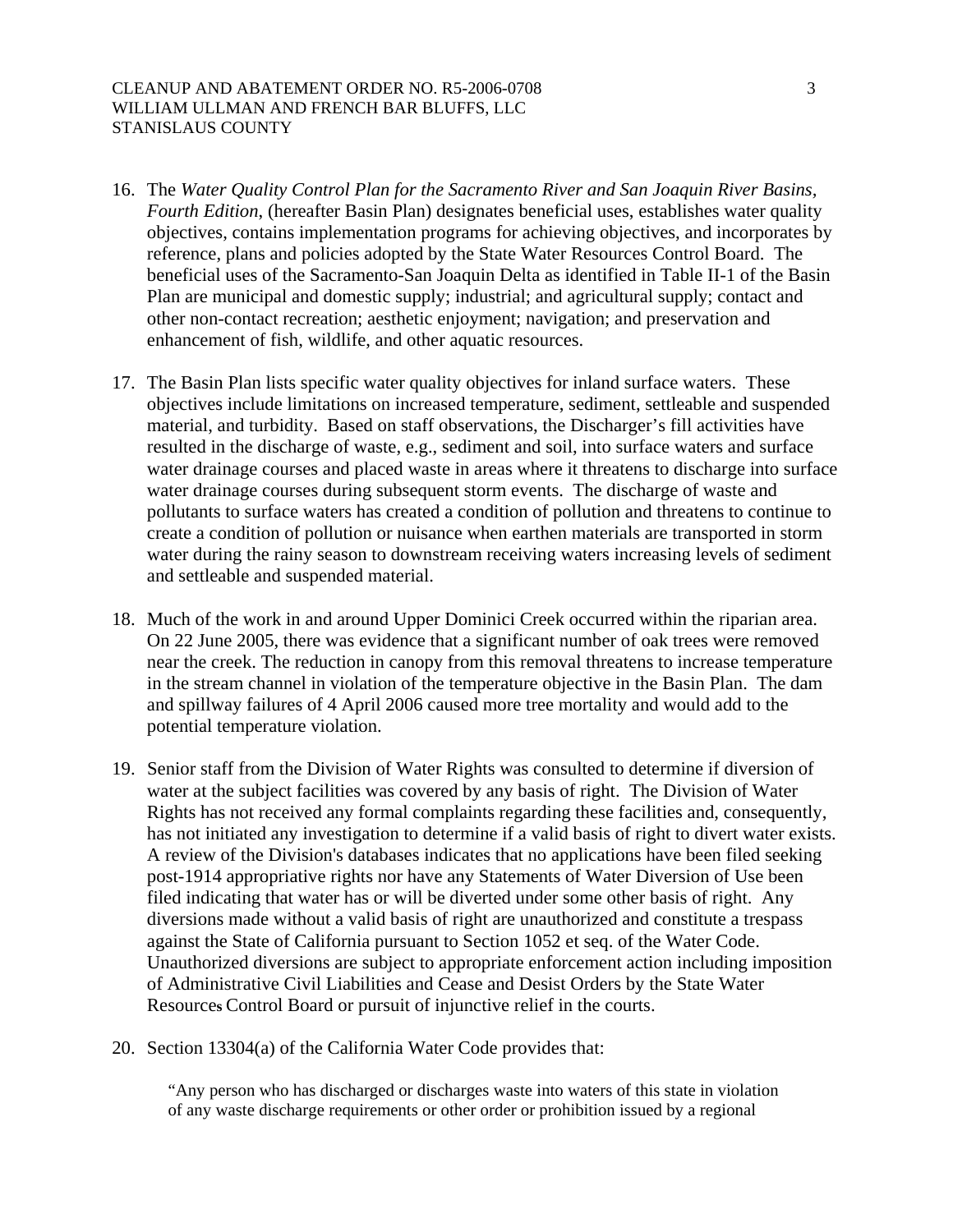16. The *Water Quality Control Plan for the Sacramento River and San Joaquin River Basins, Fourth Edition*, (hereafter Basin Plan) designates beneficial uses, establishes water quality objectives, contains implementation programs for achieving objectives, and incorporates by reference, plans and policies adopted by the State Water Resources Control Board. The beneficial uses of the Sacramento-San Joaquin Delta as identified in Table II-1 of the Basin Plan are municipal and domestic supply; industrial; and agricultural supply; contact and other non-contact recreation; aesthetic enjoyment; navigation; and preservation and enhancement of fish, wildlife, and other aquatic resources.

17. The Basin Plan lists specific water quality objectives for inland surface waters. These objectives include limitations on increased temperature, sediment, settleable and suspended material, and turbidity. Based on staff observations, the Discharger's fill activities have resulted in the discharge of waste, e.g., sediment and soil, into surface waters and surface water drainage courses and placed waste in areas where it threatens to discharge into surface water drainage courses during subsequent storm events. The discharge of waste and pollutants to surface waters has created a condition of pollution and threatens to continue to create a condition of pollution or nuisance when earthen materials are transported in storm water during the rainy season to downstream receiving waters increasing levels of sediment and settleable and suspended material.

18. Much of the work in and around Upper Dominici Creek occurred within the riparian area. On 22 June 2005, there was evidence that a significant number of oak trees were removed near the creek. The reduction in canopy from this removal threatens to increase temperature in the stream channel in violation of the temperature objective in the Basin Plan. The dam and spillway failures of 4 April 2006 caused more tree mortality and would add to the potential temperature violation.

19. Senior staff from the Division of Water Rights was consulted to determine if diversion of water at the subject facilities was covered by any basis of right. The Division of Water Rights has not received any formal complaints regarding these facilities and, consequently, has not initiated any investigation to determine if a valid basis of right to divert water exists. A review of the Division's databases indicates that no applications have been filed seeking post-1914 appropriative rights nor have any Statements of Water Diversion of Use been filed indicating that water has or will be diverted under some other basis of right. Any diversions made without a valid basis of right are unauthorized and constitute a trespass against the State of California pursuant to Section 1052 et seq. of the Water Code. Unauthorized diversions are subject to appropriate enforcement action including imposition of Administrative Civil Liabilities and Cease and Desist Orders by the State Water Resources Control Board or pursuit of injunctive relief in the courts.

20. Section 13304(a) of the California Water Code provides that:

    "Any person who has discharged or discharges waste into waters of this state in violation of any waste discharge requirements or other order or prohibition issued by a regional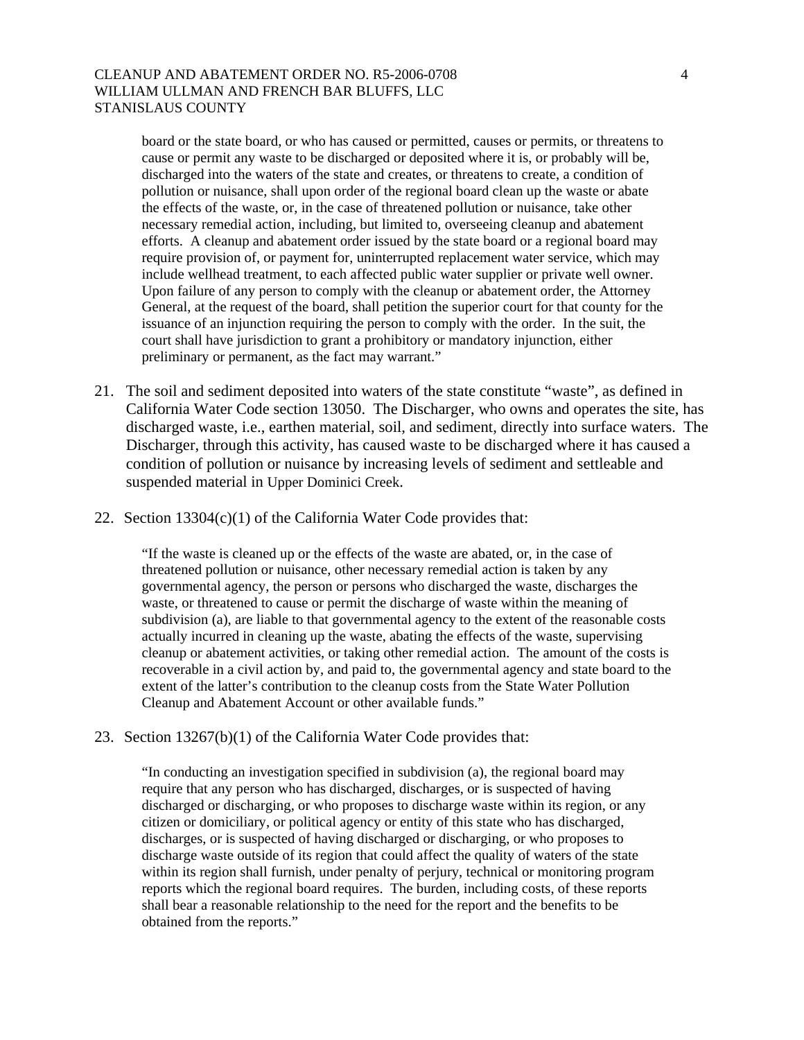board or the state board, or who has caused or permitted, causes or permits, or threatens to cause or permit any waste to be discharged or deposited where it is, or probably will be, discharged into the waters of the state and creates, or threatens to create, a condition of pollution or nuisance, shall upon order of the regional board clean up the waste or abate the effects of the waste, or, in the case of threatened pollution or nuisance, take other necessary remedial action, including, but limited to, overseeing cleanup and abatement efforts. A cleanup and abatement order issued by the state board or a regional board may require provision of, or payment for, uninterrupted replacement water service, which may include wellhead treatment, to each affected public water supplier or private well owner. Upon failure of any person to comply with the cleanup or abatement order, the Attorney General, at the request of the board, shall petition the superior court for that county for the issuance of an injunction requiring the person to comply with the order. In the suit, the court shall have jurisdiction to grant a prohibitory or mandatory injunction, either preliminary or permanent, as the fact may warrant."

21. The soil and sediment deposited into waters of the state constitute "waste", as defined in California Water Code section 13050. The Discharger, who owns and operates the site, has discharged waste, i.e., earthen material, soil, and sediment, directly into surface waters. The Discharger, through this activity, has caused waste to be discharged where it has caused a condition of pollution or nuisance by increasing levels of sediment and settleable and suspended material in Upper Dominici Creek.

22. Section 13304(c)(1) of the California Water Code provides that:

    "If the waste is cleaned up or the effects of the waste are abated, or, in the case of threatened pollution or nuisance, other necessary remedial action is taken by any governmental agency, the person or persons who discharged the waste, discharges the waste, or threatened to cause or permit the discharge of waste within the meaning of subdivision (a), are liable to that governmental agency to the extent of the reasonable costs actually incurred in cleaning up the waste, abating the effects of the waste, supervising cleanup or abatement activities, or taking other remedial action. The amount of the costs is recoverable in a civil action by, and paid to, the governmental agency and state board to the extent of the latter's contribution to the cleanup costs from the State Water Pollution Cleanup and Abatement Account or other available funds."

23. Section 13267(b)(1) of the California Water Code provides that:

    "In conducting an investigation specified in subdivision (a), the regional board may require that any person who has discharged, discharges, or is suspected of having discharged or discharging, or who proposes to discharge waste within its region, or any citizen or domiciliary, or political agency or entity of this state who has discharged, discharges, or is suspected of having discharged or discharging, or who proposes to discharge waste outside of its region that could affect the quality of waters of the state within its region shall furnish, under penalty of perjury, technical or monitoring program reports which the regional board requires. The burden, including costs, of these reports shall bear a reasonable relationship to the need for the report and the benefits to be obtained from the reports."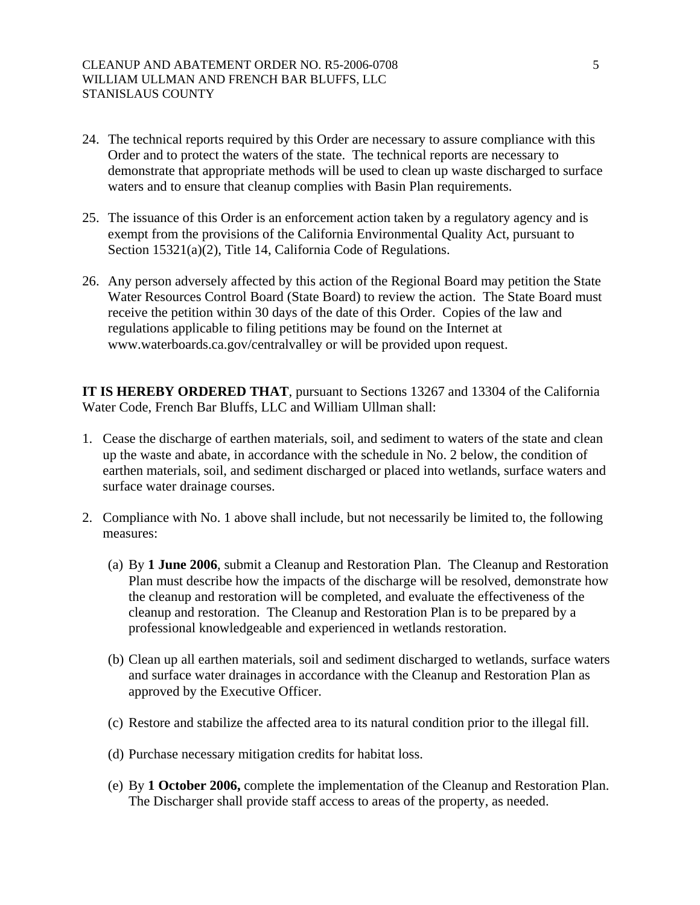24. The technical reports required by this Order are necessary to assure compliance with this Order and to protect the waters of the state. The technical reports are necessary to demonstrate that appropriate methods will be used to clean up waste discharged to surface waters and to ensure that cleanup complies with Basin Plan requirements.

25. The issuance of this Order is an enforcement action taken by a regulatory agency and is exempt from the provisions of the California Environmental Quality Act, pursuant to Section 15321(a)(2), Title 14, California Code of Regulations.

26. Any person adversely affected by this action of the Regional Board may petition the State Water Resources Control Board (State Board) to review the action. The State Board must receive the petition within 30 days of the date of this Order. Copies of the law and regulations applicable to filing petitions may be found on the Internet at www.waterboards.ca.gov/centralvalley or will be provided upon request.

**IT IS HEREBY ORDERED THAT**, pursuant to Sections 13267 and 13304 of the California Water Code, French Bar Bluffs, LLC and William Ullman shall:

1. Cease the discharge of earthen materials, soil, and sediment to waters of the state and clean up the waste and abate, in accordance with the schedule in No. 2 below, the condition of earthen materials, soil, and sediment discharged or placed into wetlands, surface waters and surface water drainage courses.

2. Compliance with No. 1 above shall include, but not necessarily be limited to, the following measures:

   (a) By **1 June 2006**, submit a Cleanup and Restoration Plan. The Cleanup and Restoration Plan must describe how the impacts of the discharge will be resolved, demonstrate how the cleanup and restoration will be completed, and evaluate the effectiveness of the cleanup and restoration. The Cleanup and Restoration Plan is to be prepared by a professional knowledgeable and experienced in wetlands restoration.

   (b) Clean up all earthen materials, soil and sediment discharged to wetlands, surface waters and surface water drainages in accordance with the Cleanup and Restoration Plan as approved by the Executive Officer.

   (c) Restore and stabilize the affected area to its natural condition prior to the illegal fill.

   (d) Purchase necessary mitigation credits for habitat loss.

   (e) By **1 October 2006,** complete the implementation of the Cleanup and Restoration Plan. The Discharger shall provide staff access to areas of the property, as needed.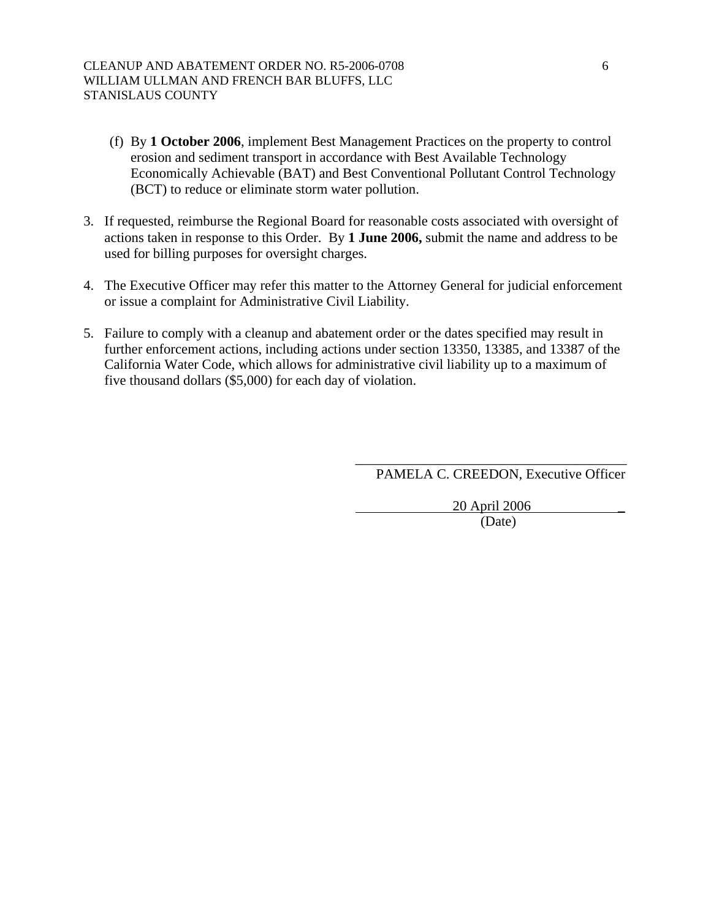(f) By **1 October 2006**, implement Best Management Practices on the property to control erosion and sediment transport in accordance with Best Available Technology Economically Achievable (BAT) and Best Conventional Pollutant Control Technology (BCT) to reduce or eliminate storm water pollution.

3. If requested, reimburse the Regional Board for reasonable costs associated with oversight of actions taken in response to this Order. By **1 June 2006,** submit the name and address to be used for billing purposes for oversight charges.

4. The Executive Officer may refer this matter to the Attorney General for judicial enforcement or issue a complaint for Administrative Civil Liability.

5. Failure to comply with a cleanup and abatement order or the dates specified may result in further enforcement actions, including actions under section 13350, 13385, and 13387 of the California Water Code, which allows for administrative civil liability up to a maximum of five thousand dollars ($5,000) for each day of violation.

PAMELA C. CREEDON, Executive Officer

20 April 2006

(Date)